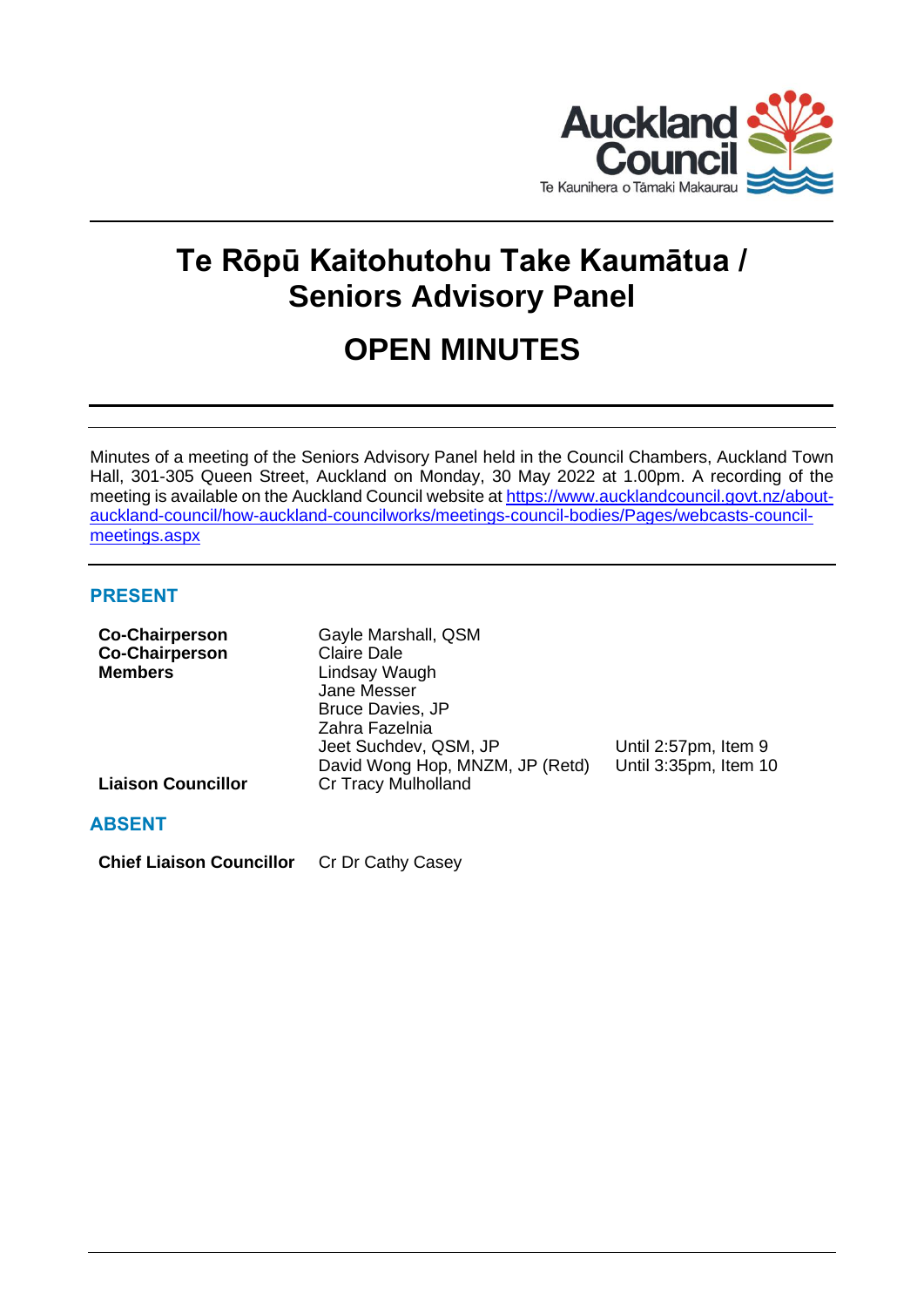# Te Rōpū Kaitohutohu Take Kaumātua / Seniors Advisory Panel

# OPEN MINUTES

Minutes of a meeting of the Seniors Advisory Panel held in the Council Chambers, Auckland Town Hall, 301-305 Queen Street, Auckland on Monday, 30 May 2022 at 1.00pm. A recording of the meeting is available on the Auckland Council website at [https://www.aucklandcouncil.govt.nz/about-auckland-council/how-auckland-councilworks/meetings-council-bodies/Pages/webcasts-council-meetings.aspx](https://www.aucklandcouncil.govt.nz/about-auckland-council/how-auckland-councilworks/meetings-council-bodies/Pages/webcasts-council-meetings.aspx)

## PRESENT

| | | |
|---|---|---|
| **Co-Chairperson** | Gayle Marshall, QSM | |
| **Co-Chairperson** | Claire Dale | |
| **Members** | Lindsay Waugh | |
| | Jane Messer | |
| | Bruce Davies, JP | |
| | Zahra Fazelnia | |
| | Jeet Suchdev, QSM, JP | Until 2:57pm, Item 9 |
| | David Wong Hop, MNZM, JP (Retd) | Until 3:35pm, Item 10 |
| **Liaison Councillor** | Cr Tracy Mulholland | |

## ABSENT

| | |
|---|---|
| **Chief Liaison Councillor** | Cr Dr Cathy Casey |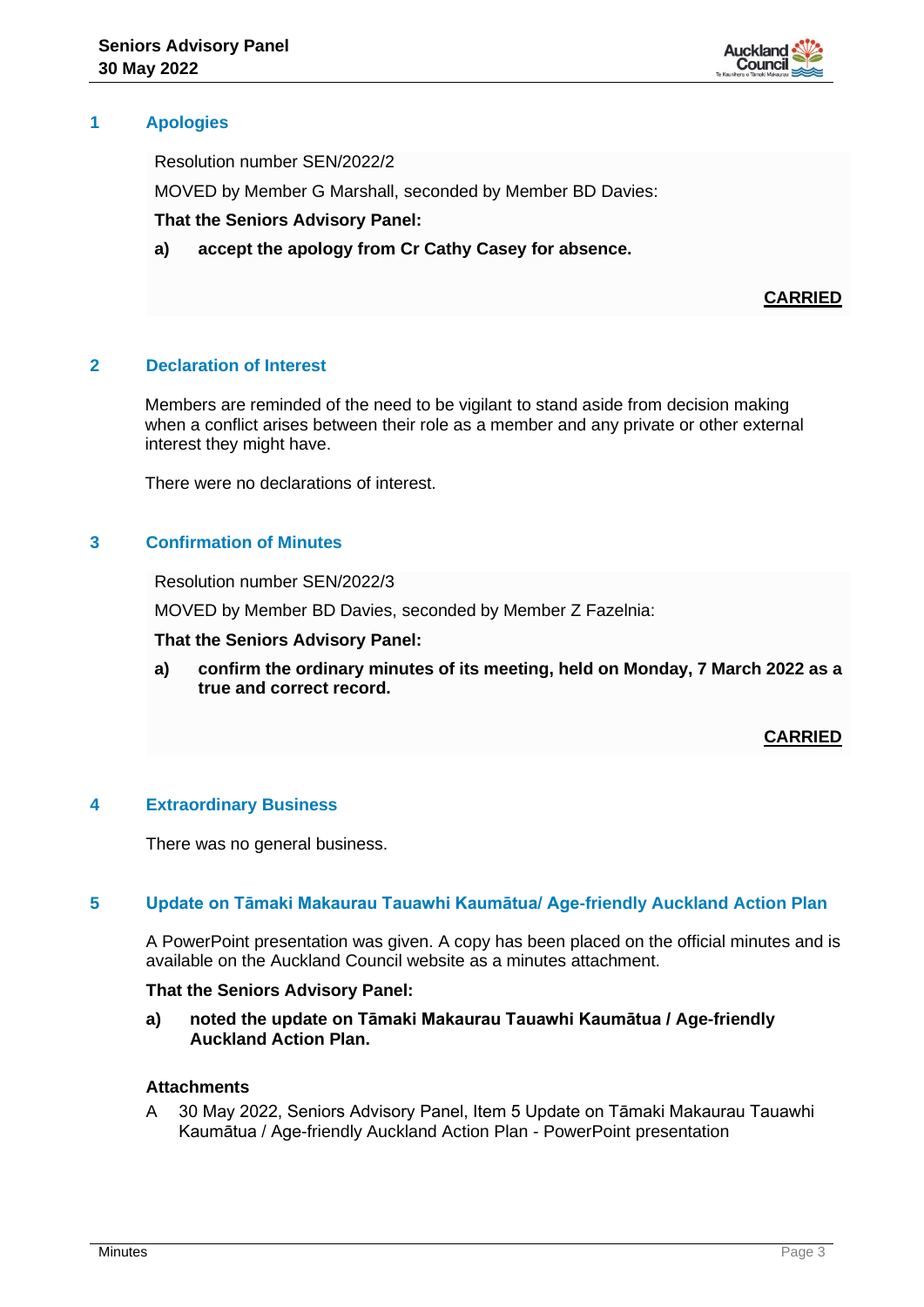## 1 Apologies

Resolution number SEN/2022/2

MOVED by Member G Marshall, seconded by Member BD Davies:

**That the Seniors Advisory Panel:**

**a) accept the apology from Cr Cathy Casey for absence.**

**CARRIED**

## 2 Declaration of Interest

Members are reminded of the need to be vigilant to stand aside from decision making when a conflict arises between their role as a member and any private or other external interest they might have.

There were no declarations of interest.

## 3 Confirmation of Minutes

Resolution number SEN/2022/3

MOVED by Member BD Davies, seconded by Member Z Fazelnia:

**That the Seniors Advisory Panel:**

**a) confirm the ordinary minutes of its meeting, held on Monday, 7 March 2022 as a true and correct record.**

**CARRIED**

## 4 Extraordinary Business

There was no general business.

## 5 Update on Tāmaki Makaurau Tauawhi Kaumātua/ Age-friendly Auckland Action Plan

A PowerPoint presentation was given. A copy has been placed on the official minutes and is available on the Auckland Council website as a minutes attachment.

**That the Seniors Advisory Panel:**

**a) noted the update on Tāmaki Makaurau Tauawhi Kaumātua / Age-friendly Auckland Action Plan.**

**Attachments**

A 30 May 2022, Seniors Advisory Panel, Item 5 Update on Tāmaki Makaurau Tauawhi Kaumātua / Age-friendly Auckland Action Plan - PowerPoint presentation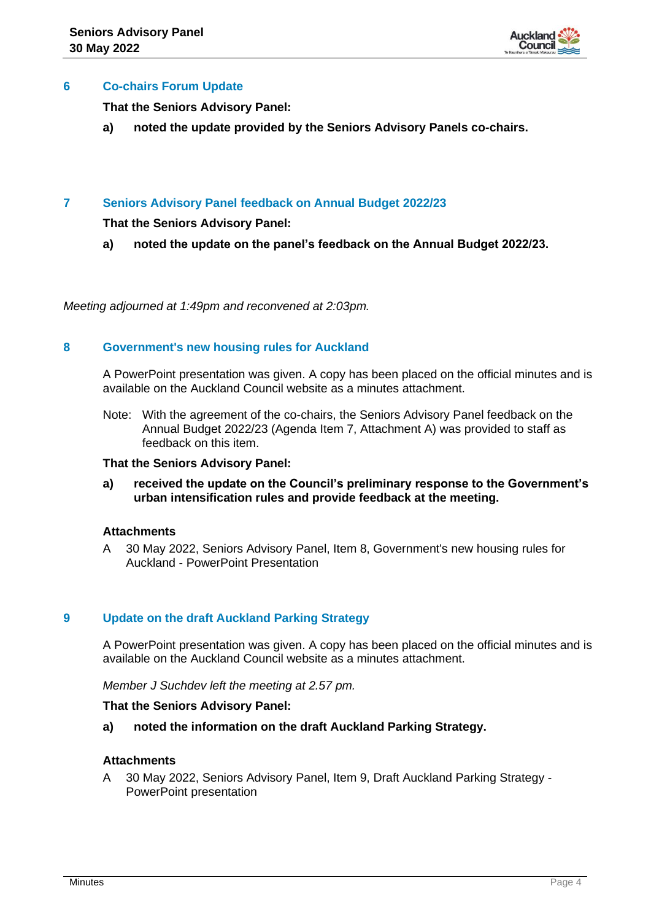## 6 Co-chairs Forum Update

**That the Seniors Advisory Panel:**

**a) noted the update provided by the Seniors Advisory Panels co-chairs.**

## 7 Seniors Advisory Panel feedback on Annual Budget 2022/23

**That the Seniors Advisory Panel:**

**a) noted the update on the panel's feedback on the Annual Budget 2022/23.**

*Meeting adjourned at 1:49pm and reconvened at 2:03pm.*

## 8 Government's new housing rules for Auckland

A PowerPoint presentation was given. A copy has been placed on the official minutes and is available on the Auckland Council website as a minutes attachment.

Note: With the agreement of the co-chairs, the Seniors Advisory Panel feedback on the Annual Budget 2022/23 (Agenda Item 7, Attachment A) was provided to staff as feedback on this item.

**That the Seniors Advisory Panel:**

**a) received the update on the Council's preliminary response to the Government's urban intensification rules and provide feedback at the meeting.**

**Attachments**

A 30 May 2022, Seniors Advisory Panel, Item 8, Government's new housing rules for Auckland - PowerPoint Presentation

## 9 Update on the draft Auckland Parking Strategy

A PowerPoint presentation was given. A copy has been placed on the official minutes and is available on the Auckland Council website as a minutes attachment.

*Member J Suchdev left the meeting at 2.57 pm.*

**That the Seniors Advisory Panel:**

**a) noted the information on the draft Auckland Parking Strategy.**

**Attachments**

A 30 May 2022, Seniors Advisory Panel, Item 9, Draft Auckland Parking Strategy - PowerPoint presentation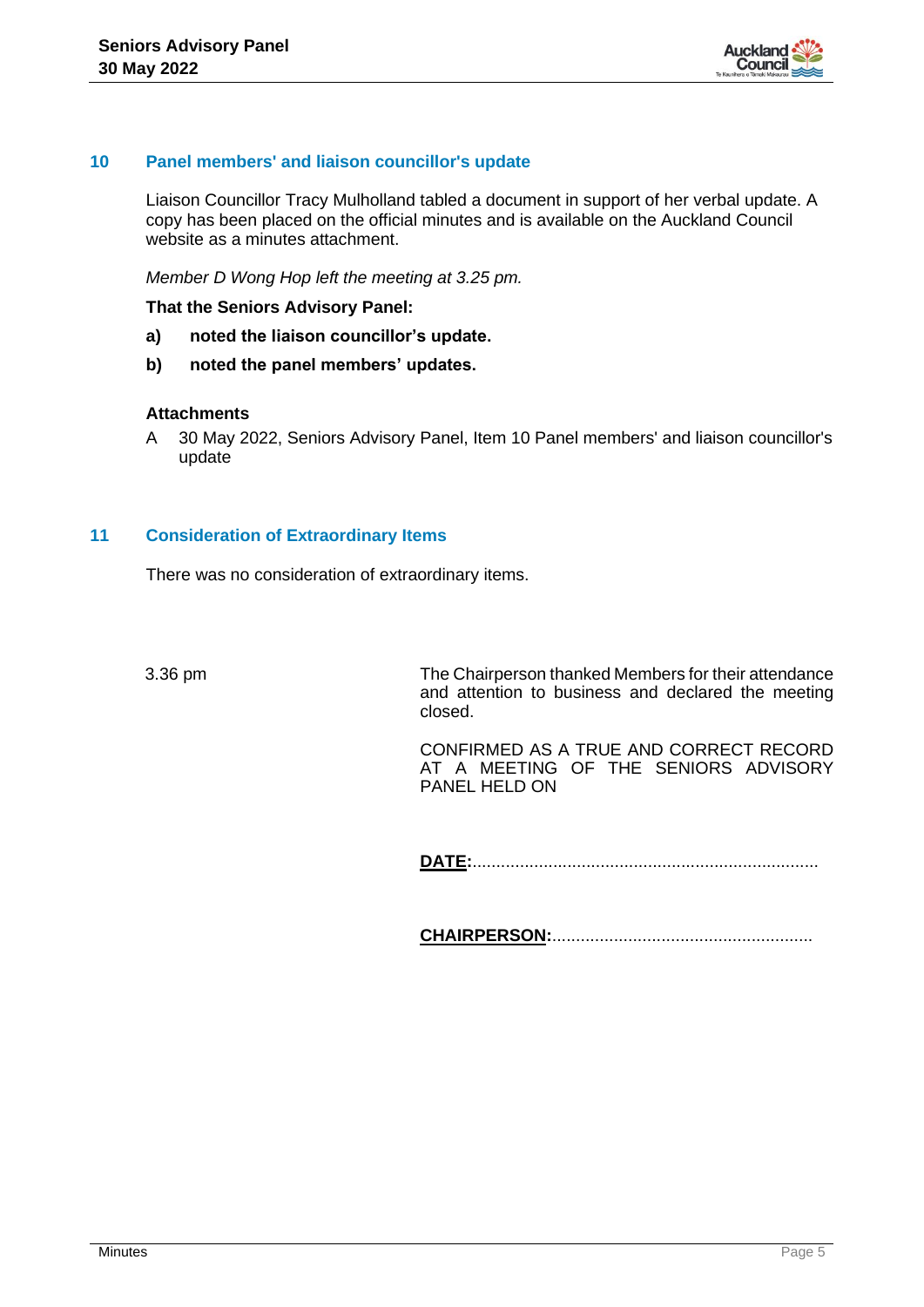## 10 Panel members' and liaison councillor's update

Liaison Councillor Tracy Mulholland tabled a document in support of her verbal update. A copy has been placed on the official minutes and is available on the Auckland Council website as a minutes attachment.

*Member D Wong Hop left the meeting at 3.25 pm.*

**That the Seniors Advisory Panel:**

**a) noted the liaison councillor's update.**

**b) noted the panel members' updates.**

**Attachments**

A 30 May 2022, Seniors Advisory Panel, Item 10 Panel members' and liaison councillor's update

## 11 Consideration of Extraordinary Items

There was no consideration of extraordinary items.

3.36 pm

The Chairperson thanked Members for their attendance and attention to business and declared the meeting closed.

CONFIRMED AS A TRUE AND CORRECT RECORD AT A MEETING OF THE SENIORS ADVISORY PANEL HELD ON

**DATE:**.........................................................................

**CHAIRPERSON:**.......................................................